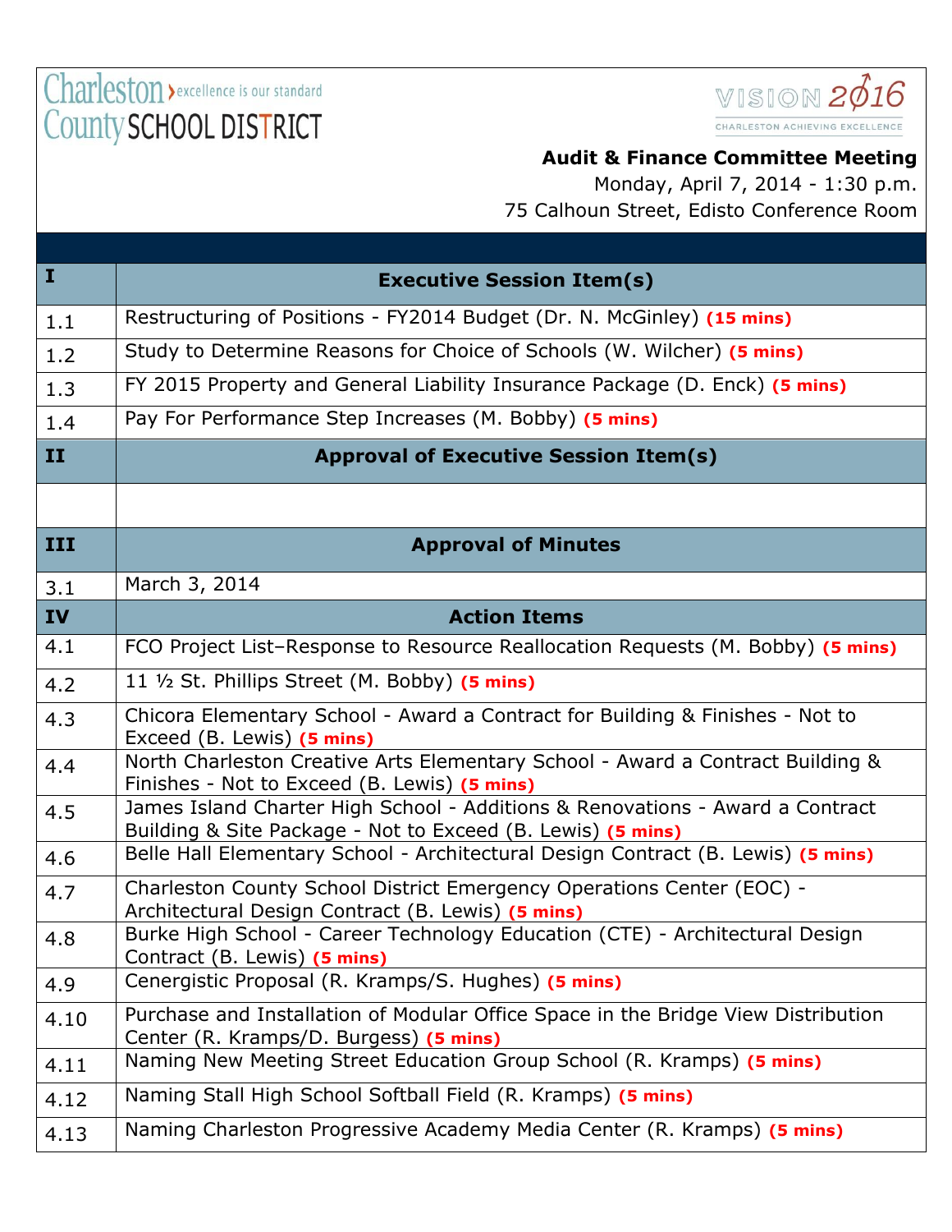Charleston County SCHOOL DISTRICT — excellence is our standard

VISION 2016 — CHARLESTON ACHIEVING EXCELLENCE

**Audit & Finance Committee Meeting**
Monday, April 7, 2014 - 1:30 p.m.
75 Calhoun Street, Edisto Conference Room

| | |
|---|---|
| **I** | **Executive Session Item(s)** |
| 1.1 | Restructuring of Positions - FY2014 Budget (Dr. N. McGinley) **(15 mins)** |
| 1.2 | Study to Determine Reasons for Choice of Schools (W. Wilcher) **(5 mins)** |
| 1.3 | FY 2015 Property and General Liability Insurance Package (D. Enck) **(5 mins)** |
| 1.4 | Pay For Performance Step Increases (M. Bobby) **(5 mins)** |
| **II** | **Approval of Executive Session Item(s)** |
| | |
| **III** | **Approval of Minutes** |
| 3.1 | March 3, 2014 |
| **IV** | **Action Items** |
| 4.1 | FCO Project List–Response to Resource Reallocation Requests (M. Bobby) **(5 mins)** |
| 4.2 | 11 ½ St. Phillips Street (M. Bobby) **(5 mins)** |
| 4.3 | Chicora Elementary School - Award a Contract for Building & Finishes - Not to Exceed (B. Lewis) **(5 mins)** |
| 4.4 | North Charleston Creative Arts Elementary School - Award a Contract Building & Finishes - Not to Exceed (B. Lewis) **(5 mins)** |
| 4.5 | James Island Charter High School - Additions & Renovations - Award a Contract Building & Site Package - Not to Exceed (B. Lewis) **(5 mins)** |
| 4.6 | Belle Hall Elementary School - Architectural Design Contract (B. Lewis) **(5 mins)** |
| 4.7 | Charleston County School District Emergency Operations Center (EOC) - Architectural Design Contract (B. Lewis) **(5 mins)** |
| 4.8 | Burke High School - Career Technology Education (CTE) - Architectural Design Contract (B. Lewis) **(5 mins)** |
| 4.9 | Cenergistic Proposal (R. Kramps/S. Hughes) **(5 mins)** |
| 4.10 | Purchase and Installation of Modular Office Space in the Bridge View Distribution Center (R. Kramps/D. Burgess) **(5 mins)** |
| 4.11 | Naming New Meeting Street Education Group School (R. Kramps) **(5 mins)** |
| 4.12 | Naming Stall High School Softball Field (R. Kramps) **(5 mins)** |
| 4.13 | Naming Charleston Progressive Academy Media Center (R. Kramps) **(5 mins)** |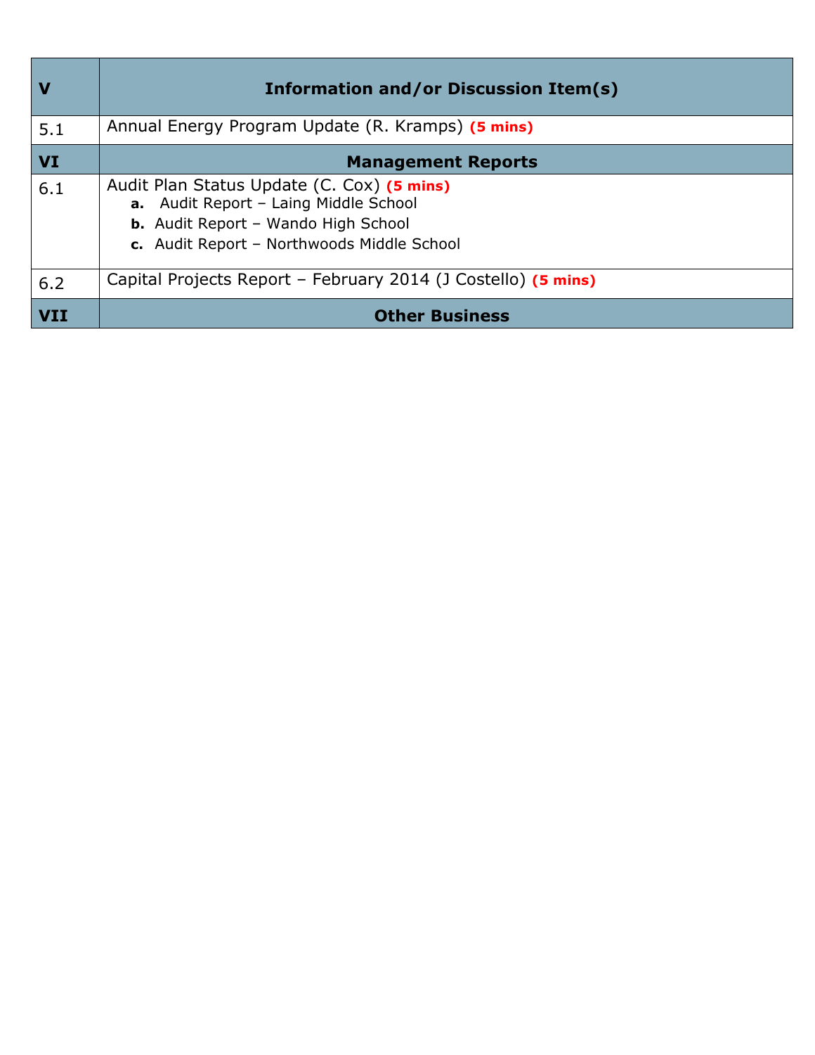| | |
|---|---|
| **V** | **Information and/or Discussion Item(s)** |
| 5.1 | Annual Energy Program Update (R. Kramps) **(5 mins)** |
| **VI** | **Management Reports** |
| 6.1 | Audit Plan Status Update (C. Cox) **(5 mins)**<br>**a.** Audit Report – Laing Middle School<br>**b.** Audit Report – Wando High School<br>**c.** Audit Report – Northwoods Middle School |
| 6.2 | Capital Projects Report – February 2014 (J Costello) **(5 mins)** |
| **VII** | **Other Business** |